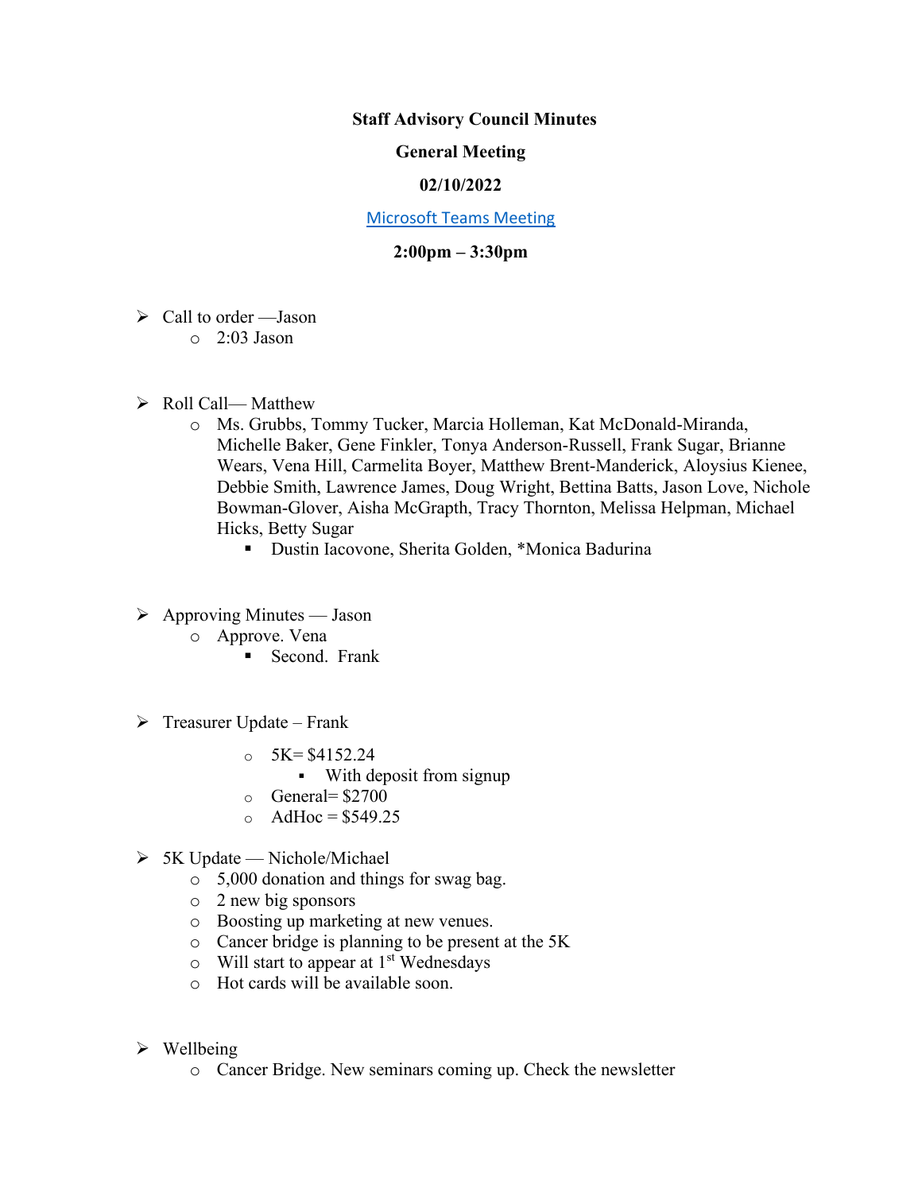**Staff Advisory Council Minutes**

**General Meeting**

**02/10/2022**

[Microsoft Teams Meeting]

**2:00pm – 3:30pm**

- Call to order —Jason
  - 2:03 Jason

- Roll Call— Matthew
  - Ms. Grubbs, Tommy Tucker, Marcia Holleman, Kat McDonald-Miranda, Michelle Baker, Gene Finkler, Tonya Anderson-Russell, Frank Sugar, Brianne Wears, Vena Hill, Carmelita Boyer, Matthew Brent-Manderick, Aloysius Kienee, Debbie Smith, Lawrence James, Doug Wright, Bettina Batts, Jason Love, Nichole Bowman-Glover, Aisha McGrapth, Tracy Thornton, Melissa Helpman, Michael Hicks, Betty Sugar
    - Dustin Iacovone, Sherita Golden, *Monica Badurina

- Approving Minutes — Jason
  - Approve. Vena
    - Second. Frank

- Treasurer Update – Frank
  - 5K= $4152.24
    - With deposit from signup
  - General= $2700
  - AdHoc = $549.25

- 5K Update — Nichole/Michael
  - 5,000 donation and things for swag bag.
  - 2 new big sponsors
  - Boosting up marketing at new venues.
  - Cancer bridge is planning to be present at the 5K
  - Will start to appear at 1st Wednesdays
  - Hot cards will be available soon.

- Wellbeing
  - Cancer Bridge. New seminars coming up. Check the newsletter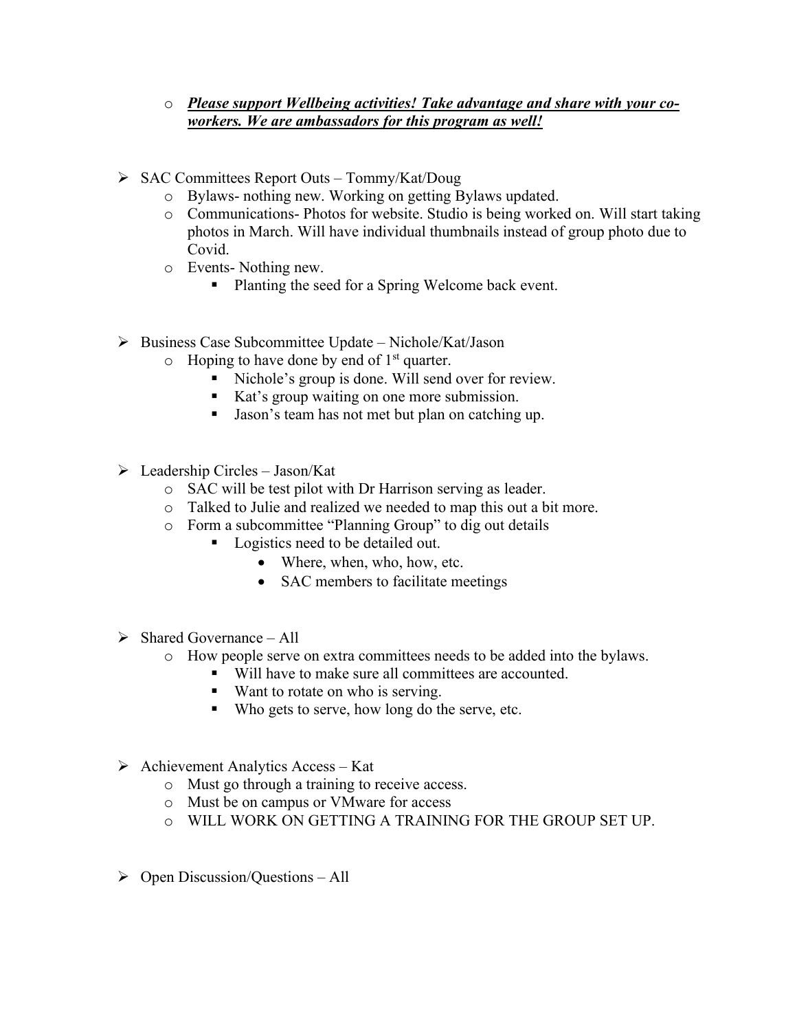- ***Please support Wellbeing activities! Take advantage and share with your co-workers. We are ambassadors for this program as well!***

- SAC Committees Report Outs – Tommy/Kat/Doug
  - Bylaws- nothing new. Working on getting Bylaws updated.
  - Communications- Photos for website. Studio is being worked on. Will start taking photos in March. Will have individual thumbnails instead of group photo due to Covid.
  - Events- Nothing new.
    - Planting the seed for a Spring Welcome back event.

- Business Case Subcommittee Update – Nichole/Kat/Jason
  - Hoping to have done by end of 1st quarter.
    - Nichole's group is done. Will send over for review.
    - Kat's group waiting on one more submission.
    - Jason's team has not met but plan on catching up.

- Leadership Circles – Jason/Kat
  - SAC will be test pilot with Dr Harrison serving as leader.
  - Talked to Julie and realized we needed to map this out a bit more.
  - Form a subcommittee "Planning Group" to dig out details
    - Logistics need to be detailed out.
      - Where, when, who, how, etc.
      - SAC members to facilitate meetings

- Shared Governance – All
  - How people serve on extra committees needs to be added into the bylaws.
    - Will have to make sure all committees are accounted.
    - Want to rotate on who is serving.
    - Who gets to serve, how long do the serve, etc.

- Achievement Analytics Access – Kat
  - Must go through a training to receive access.
  - Must be on campus or VMware for access
  - WILL WORK ON GETTING A TRAINING FOR THE GROUP SET UP.

- Open Discussion/Questions – All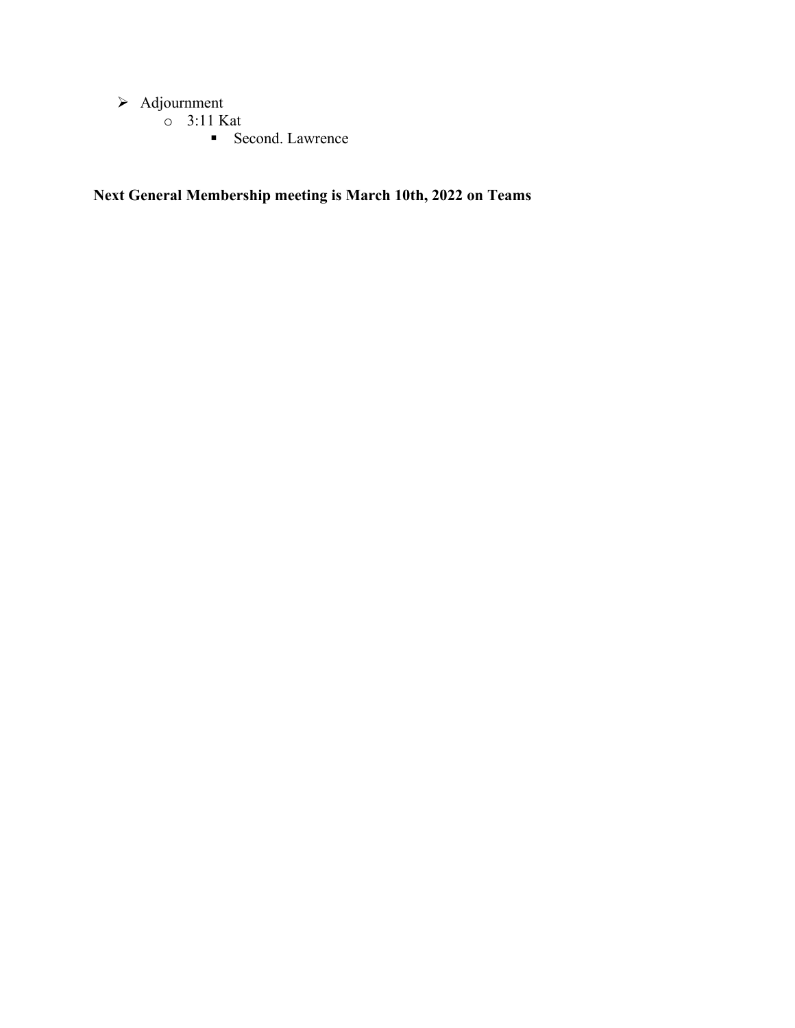- Adjournment
  - 3:11 Kat
    - Second. Lawrence

**Next General Membership meeting is March 10th, 2022 on Teams**